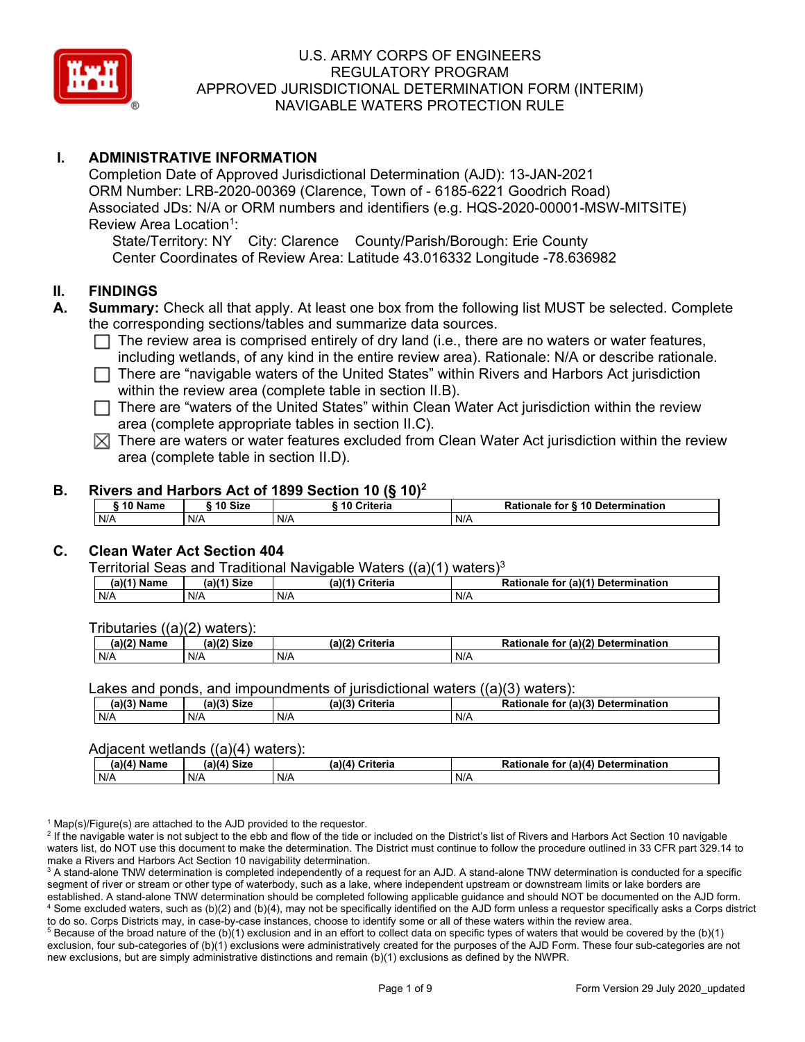# U.S. ARMY CORPS OF ENGINEERS
# REGULATORY PROGRAM
# APPROVED JURISDICTIONAL DETERMINATION FORM (INTERIM)
# NAVIGABLE WATERS PROTECTION RULE

## I. ADMINISTRATIVE INFORMATION

Completion Date of Approved Jurisdictional Determination (AJD): 13-JAN-2021
ORM Number: LRB-2020-00369 (Clarence, Town of - 6185-6221 Goodrich Road)
Associated JDs: N/A or ORM numbers and identifiers (e.g. HQS-2020-00001-MSW-MITSITE)
Review Area Location[1]:
State/Territory: NY City: Clarence County/Parish/Borough: Erie County
Center Coordinates of Review Area: Latitude 43.016332 Longitude -78.636982

## II. FINDINGS

**A. Summary:** Check all that apply. At least one box from the following list MUST be selected. Complete the corresponding sections/tables and summarize data sources.

- ☐ The review area is comprised entirely of dry land (i.e., there are no waters or water features, including wetlands, of any kind in the entire review area). Rationale: N/A or describe rationale.
- ☐ There are "navigable waters of the United States" within Rivers and Harbors Act jurisdiction within the review area (complete table in section II.B).
- ☐ There are "waters of the United States" within Clean Water Act jurisdiction within the review area (complete appropriate tables in section II.C).
- ☒ There are waters or water features excluded from Clean Water Act jurisdiction within the review area (complete table in section II.D).

### B. Rivers and Harbors Act of 1899 Section 10 (§ 10)[2]

| § 10 Name | § 10 Size | § 10 Criteria | Rationale for § 10 Determination |
|---|---|---|---|
| N/A | N/A | N/A | N/A |

### C. Clean Water Act Section 404

Territorial Seas and Traditional Navigable Waters ((a)(1) waters)[3]

| (a)(1) Name | (a)(1) Size | (a)(1) Criteria | Rationale for (a)(1) Determination |
|---|---|---|---|
| N/A | N/A | N/A | N/A |

Tributaries ((a)(2) waters):

| (a)(2) Name | (a)(2) Size | (a)(2) Criteria | Rationale for (a)(2) Determination |
|---|---|---|---|
| N/A | N/A | N/A | N/A |

Lakes and ponds, and impoundments of jurisdictional waters ((a)(3) waters):

| (a)(3) Name | (a)(3) Size | (a)(3) Criteria | Rationale for (a)(3) Determination |
|---|---|---|---|
| N/A | N/A | N/A | N/A |

Adjacent wetlands ((a)(4) waters):

| (a)(4) Name | (a)(4) Size | (a)(4) Criteria | Rationale for (a)(4) Determination |
|---|---|---|---|
| N/A | N/A | N/A | N/A |

[1] Map(s)/Figure(s) are attached to the AJD provided to the requestor.
[2] If the navigable water is not subject to the ebb and flow of the tide or included on the District's list of Rivers and Harbors Act Section 10 navigable waters list, do NOT use this document to make the determination. The District must continue to follow the procedure outlined in 33 CFR part 329.14 to make a Rivers and Harbors Act Section 10 navigability determination.
[3] A stand-alone TNW determination is completed independently of a request for an AJD. A stand-alone TNW determination is conducted for a specific segment of river or stream or other type of waterbody, such as a lake, where independent upstream or downstream limits or lake borders are established. A stand-alone TNW determination should be completed following applicable guidance and should NOT be documented on the AJD form.
[4] Some excluded waters, such as (b)(2) and (b)(4), may not be specifically identified on the AJD form unless a requestor specifically asks a Corps district to do so. Corps Districts may, in case-by-case instances, choose to identify some or all of these waters within the review area.
[5] Because of the broad nature of the (b)(1) exclusion and in an effort to collect data on specific types of waters that would be covered by the (b)(1) exclusion, four sub-categories of (b)(1) exclusions were administratively created for the purposes of the AJD Form. These four sub-categories are not new exclusions, but are simply administrative distinctions and remain (b)(1) exclusions as defined by the NWPR.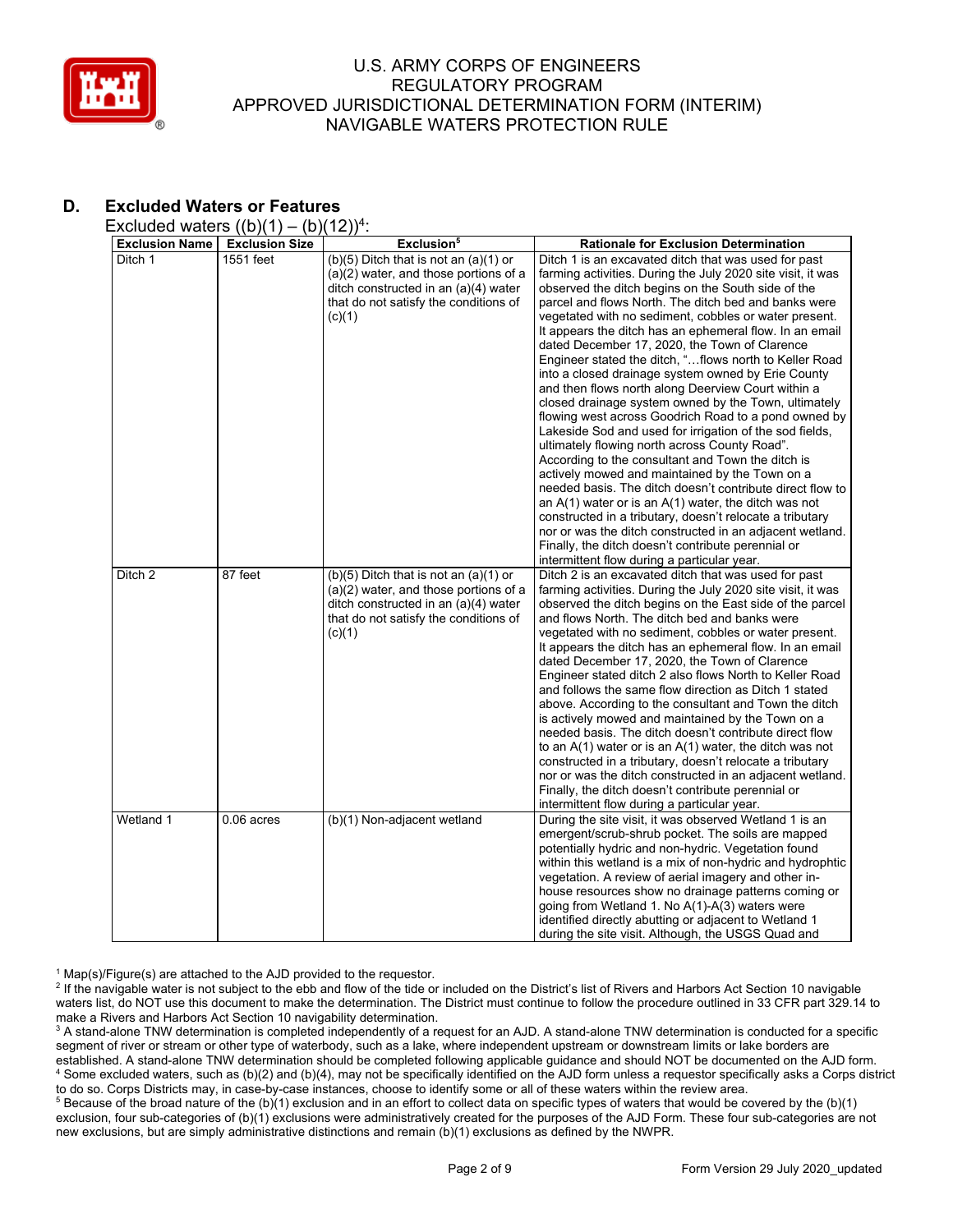## D. Excluded Waters or Features

Excluded waters ((b)(1) – (b)(12))[4]:

| Exclusion Name | Exclusion Size | Exclusion[5] | Rationale for Exclusion Determination |
|---|---|---|---|
| Ditch 1 | 1551 feet | (b)(5) Ditch that is not an (a)(1) or (a)(2) water, and those portions of a ditch constructed in an (a)(4) water that do not satisfy the conditions of (c)(1) | Ditch 1 is an excavated ditch that was used for past farming activities. During the July 2020 site visit, it was observed the ditch begins on the South side of the parcel and flows North. The ditch bed and banks were vegetated with no sediment, cobbles or water present. It appears the ditch has an ephemeral flow. In an email dated December 17, 2020, the Town of Clarence Engineer stated the ditch, "…flows north to Keller Road into a closed drainage system owned by Erie County and then flows north along Deerview Court within a closed drainage system owned by the Town, ultimately flowing west across Goodrich Road to a pond owned by Lakeside Sod and used for irrigation of the sod fields, ultimately flowing north across County Road". According to the consultant and Town the ditch is actively mowed and maintained by the Town on a needed basis. The ditch doesn't contribute direct flow to an A(1) water or is an A(1) water, the ditch was not constructed in a tributary, doesn't relocate a tributary nor or was the ditch constructed in an adjacent wetland. Finally, the ditch doesn't contribute perennial or intermittent flow during a particular year. |
| Ditch 2 | 87 feet | (b)(5) Ditch that is not an (a)(1) or (a)(2) water, and those portions of a ditch constructed in an (a)(4) water that do not satisfy the conditions of (c)(1) | Ditch 2 is an excavated ditch that was used for past farming activities. During the July 2020 site visit, it was observed the ditch begins on the East side of the parcel and flows North. The ditch bed and banks were vegetated with no sediment, cobbles or water present. It appears the ditch has an ephemeral flow. In an email dated December 17, 2020, the Town of Clarence Engineer stated ditch 2 also flows North to Keller Road and follows the same flow direction as Ditch 1 stated above. According to the consultant and Town the ditch is actively mowed and maintained by the Town on a needed basis. The ditch doesn't contribute direct flow to an A(1) water or is an A(1) water, the ditch was not constructed in a tributary, doesn't relocate a tributary nor or was the ditch constructed in an adjacent wetland. Finally, the ditch doesn't contribute perennial or intermittent flow during a particular year. |
| Wetland 1 | 0.06 acres | (b)(1) Non-adjacent wetland | During the site visit, it was observed Wetland 1 is an emergent/scrub-shrub pocket. The soils are mapped potentially hydric and non-hydric. Vegetation found within this wetland is a mix of non-hydric and hydrophtic vegetation. A review of aerial imagery and other in-house resources show no drainage patterns coming or going from Wetland 1. No A(1)-A(3) waters were identified directly abutting or adjacent to Wetland 1 during the site visit. Although, the USGS Quad and |

[1] Map(s)/Figure(s) are attached to the AJD provided to the requestor.

[2] If the navigable water is not subject to the ebb and flow of the tide or included on the District's list of Rivers and Harbors Act Section 10 navigable waters list, do NOT use this document to make the determination. The District must continue to follow the procedure outlined in 33 CFR part 329.14 to make a Rivers and Harbors Act Section 10 navigability determination.

[3] A stand-alone TNW determination is completed independently of a request for an AJD. A stand-alone TNW determination is conducted for a specific segment of river or stream or other type of waterbody, such as a lake, where independent upstream or downstream limits or lake borders are established. A stand-alone TNW determination should be completed following applicable guidance and should NOT be documented on the AJD form.

[4] Some excluded waters, such as (b)(2) and (b)(4), may not be specifically identified on the AJD form unless a requestor specifically asks a Corps district to do so. Corps Districts may, in case-by-case instances, choose to identify some or all of these waters within the review area.

[5] Because of the broad nature of the (b)(1) exclusion and in an effort to collect data on specific types of waters that would be covered by the (b)(1) exclusion, four sub-categories of (b)(1) exclusions were administratively created for the purposes of the AJD Form. These four sub-categories are not new exclusions, but are simply administrative distinctions and remain (b)(1) exclusions as defined by the NWPR.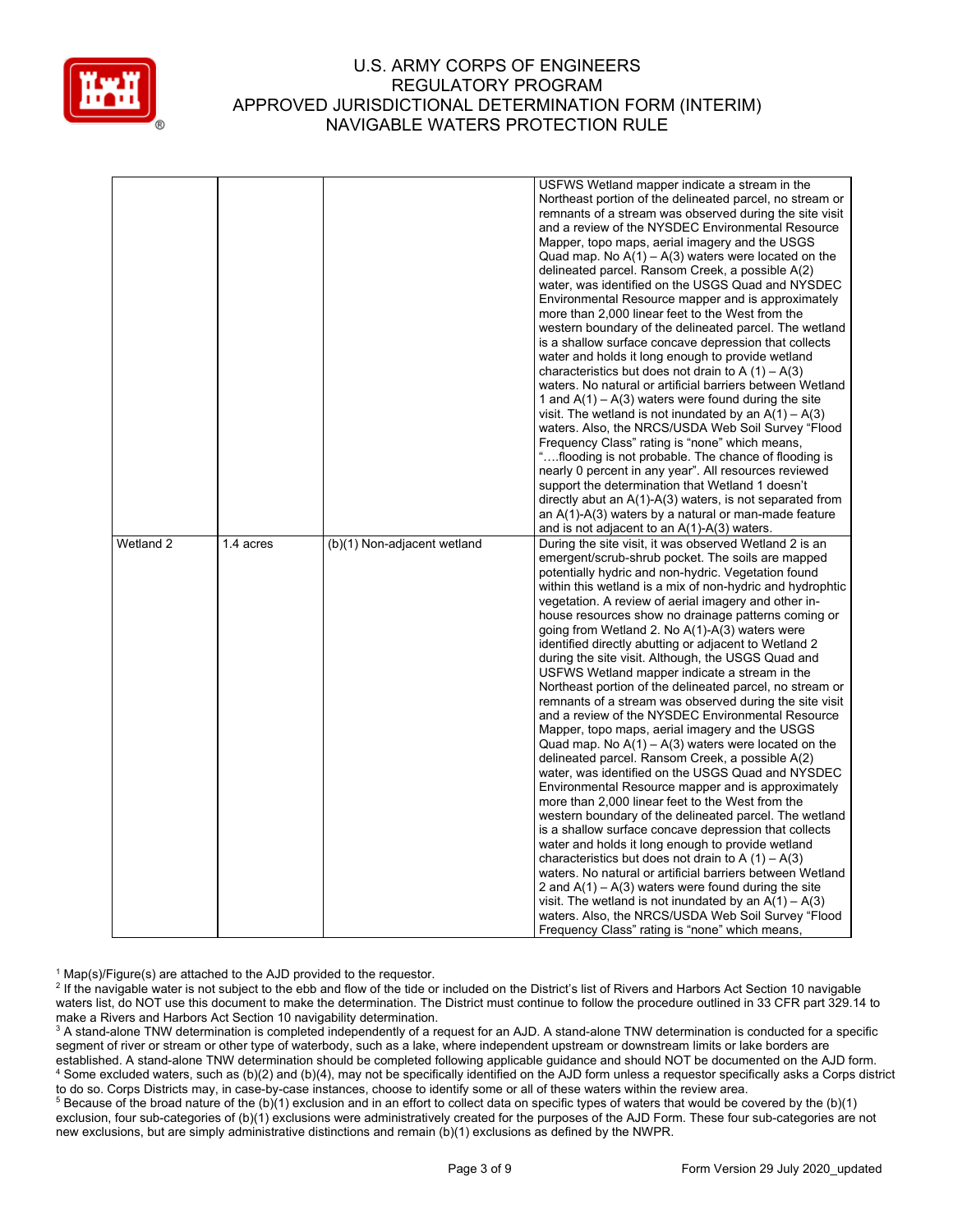| | | | |
|---|---|---|---|
| | | | USFWS Wetland mapper indicate a stream in the Northeast portion of the delineated parcel, no stream or remnants of a stream was observed during the site visit and a review of the NYSDEC Environmental Resource Mapper, topo maps, aerial imagery and the USGS Quad map. No A(1) – A(3) waters were located on the delineated parcel. Ransom Creek, a possible A(2) water, was identified on the USGS Quad and NYSDEC Environmental Resource mapper and is approximately more than 2,000 linear feet to the West from the western boundary of the delineated parcel. The wetland is a shallow surface concave depression that collects water and holds it long enough to provide wetland characteristics but does not drain to A (1) – A(3) waters. No natural or artificial barriers between Wetland 1 and A(1) – A(3) waters were found during the site visit. The wetland is not inundated by an A(1) – A(3) waters. Also, the NRCS/USDA Web Soil Survey "Flood Frequency Class" rating is "none" which means, "….flooding is not probable. The chance of flooding is nearly 0 percent in any year". All resources reviewed support the determination that Wetland 1 doesn't directly abut an A(1)-A(3) waters, is not separated from an A(1)-A(3) waters by a natural or man-made feature and is not adjacent to an A(1)-A(3) waters. |
| Wetland 2 | 1.4 acres | (b)(1) Non-adjacent wetland | During the site visit, it was observed Wetland 2 is an emergent/scrub-shrub pocket. The soils are mapped potentially hydric and non-hydric. Vegetation found within this wetland is a mix of non-hydric and hydrophtic vegetation. A review of aerial imagery and other in-house resources show no drainage patterns coming or going from Wetland 2. No A(1)-A(3) waters were identified directly abutting or adjacent to Wetland 2 during the site visit. Although, the USGS Quad and USFWS Wetland mapper indicate a stream in the Northeast portion of the delineated parcel, no stream or remnants of a stream was observed during the site visit and a review of the NYSDEC Environmental Resource Mapper, topo maps, aerial imagery and the USGS Quad map. No A(1) – A(3) waters were located on the delineated parcel. Ransom Creek, a possible A(2) water, was identified on the USGS Quad and NYSDEC Environmental Resource mapper and is approximately more than 2,000 linear feet to the West from the western boundary of the delineated parcel. The wetland is a shallow surface concave depression that collects water and holds it long enough to provide wetland characteristics but does not drain to A (1) – A(3) waters. No natural or artificial barriers between Wetland 2 and A(1) – A(3) waters were found during the site visit. The wetland is not inundated by an A(1) – A(3) waters. Also, the NRCS/USDA Web Soil Survey "Flood Frequency Class" rating is "none" which means, |

[1] Map(s)/Figure(s) are attached to the AJD provided to the requestor.

[2] If the navigable water is not subject to the ebb and flow of the tide or included on the District's list of Rivers and Harbors Act Section 10 navigable waters list, do NOT use this document to make the determination. The District must continue to follow the procedure outlined in 33 CFR part 329.14 to make a Rivers and Harbors Act Section 10 navigability determination.

[3] A stand-alone TNW determination is completed independently of a request for an AJD. A stand-alone TNW determination is conducted for a specific segment of river or stream or other type of waterbody, such as a lake, where independent upstream or downstream limits or lake borders are established. A stand-alone TNW determination should be completed following applicable guidance and should NOT be documented on the AJD form.

[4] Some excluded waters, such as (b)(2) and (b)(4), may not be specifically identified on the AJD form unless a requestor specifically asks a Corps district to do so. Corps Districts may, in case-by-case instances, choose to identify some or all of these waters within the review area.

[5] Because of the broad nature of the (b)(1) exclusion and in an effort to collect data on specific types of waters that would be covered by the (b)(1) exclusion, four sub-categories of (b)(1) exclusions were administratively created for the purposes of the AJD Form. These four sub-categories are not new exclusions, but are simply administrative distinctions and remain (b)(1) exclusions as defined by the NWPR.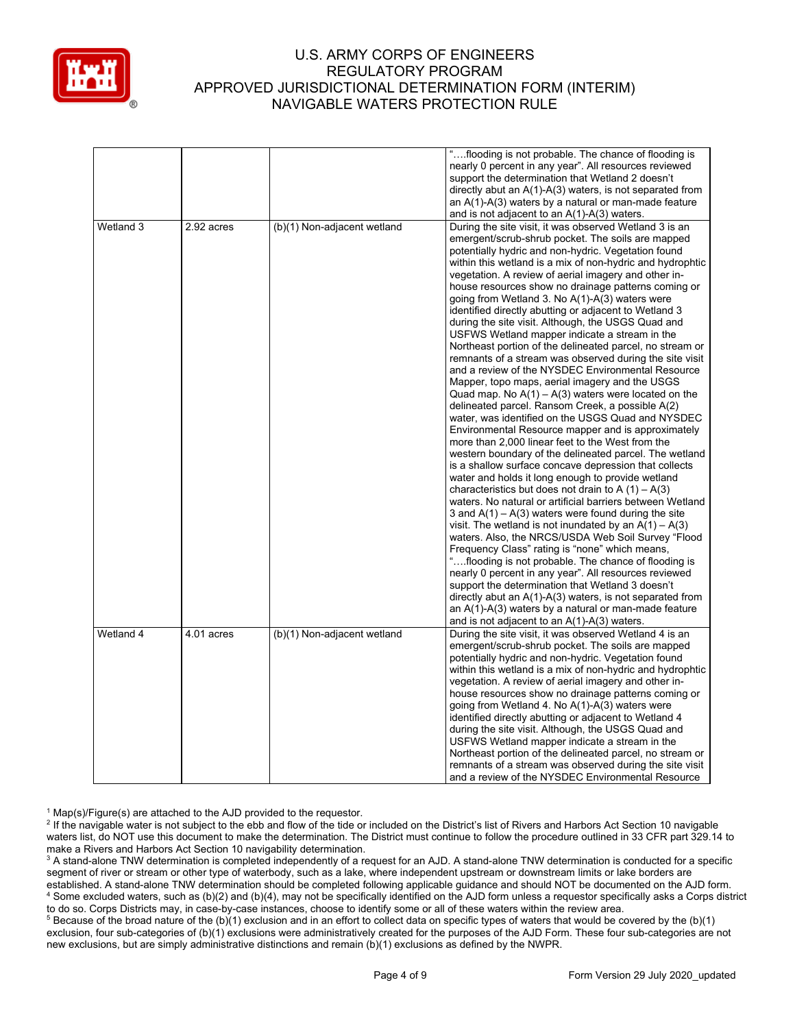| | | | |
|---|---|---|---|
| | | | "….flooding is not probable. The chance of flooding is nearly 0 percent in any year". All resources reviewed support the determination that Wetland 2 doesn't directly abut an A(1)-A(3) waters, is not separated from an A(1)-A(3) waters by a natural or man-made feature and is not adjacent to an A(1)-A(3) waters. |
| Wetland 3 | 2.92 acres | (b)(1) Non-adjacent wetland | During the site visit, it was observed Wetland 3 is an emergent/scrub-shrub pocket. The soils are mapped potentially hydric and non-hydric. Vegetation found within this wetland is a mix of non-hydric and hydrophtic vegetation. A review of aerial imagery and other in-house resources show no drainage patterns coming or going from Wetland 3. No A(1)-A(3) waters were identified directly abutting or adjacent to Wetland 3 during the site visit. Although, the USGS Quad and USFWS Wetland mapper indicate a stream in the Northeast portion of the delineated parcel, no stream or remnants of a stream was observed during the site visit and a review of the NYSDEC Environmental Resource Mapper, topo maps, aerial imagery and the USGS Quad map. No A(1) – A(3) waters were located on the delineated parcel. Ransom Creek, a possible A(2) water, was identified on the USGS Quad and NYSDEC Environmental Resource mapper and is approximately more than 2,000 linear feet to the West from the western boundary of the delineated parcel. The wetland is a shallow surface concave depression that collects water and holds it long enough to provide wetland characteristics but does not drain to A (1) – A(3) waters. No natural or artificial barriers between Wetland 3 and A(1) – A(3) waters were found during the site visit. The wetland is not inundated by an A(1) – A(3) waters. Also, the NRCS/USDA Web Soil Survey "Flood Frequency Class" rating is "none" which means, "….flooding is not probable. The chance of flooding is nearly 0 percent in any year". All resources reviewed support the determination that Wetland 3 doesn't directly abut an A(1)-A(3) waters, is not separated from an A(1)-A(3) waters by a natural or man-made feature and is not adjacent to an A(1)-A(3) waters. |
| Wetland 4 | 4.01 acres | (b)(1) Non-adjacent wetland | During the site visit, it was observed Wetland 4 is an emergent/scrub-shrub pocket. The soils are mapped potentially hydric and non-hydric. Vegetation found within this wetland is a mix of non-hydric and hydrophtic vegetation. A review of aerial imagery and other in-house resources show no drainage patterns coming or going from Wetland 4. No A(1)-A(3) waters were identified directly abutting or adjacent to Wetland 4 during the site visit. Although, the USGS Quad and USFWS Wetland mapper indicate a stream in the Northeast portion of the delineated parcel, no stream or remnants of a stream was observed during the site visit and a review of the NYSDEC Environmental Resource |

[1] Map(s)/Figure(s) are attached to the AJD provided to the requestor.

[2] If the navigable water is not subject to the ebb and flow of the tide or included on the District's list of Rivers and Harbors Act Section 10 navigable waters list, do NOT use this document to make the determination. The District must continue to follow the procedure outlined in 33 CFR part 329.14 to make a Rivers and Harbors Act Section 10 navigability determination.

[3] A stand-alone TNW determination is completed independently of a request for an AJD. A stand-alone TNW determination is conducted for a specific segment of river or stream or other type of waterbody, such as a lake, where independent upstream or downstream limits or lake borders are established. A stand-alone TNW determination should be completed following applicable guidance and should NOT be documented on the AJD form.

[4] Some excluded waters, such as (b)(2) and (b)(4), may not be specifically identified on the AJD form unless a requestor specifically asks a Corps district to do so. Corps Districts may, in case-by-case instances, choose to identify some or all of these waters within the review area.

[5] Because of the broad nature of the (b)(1) exclusion and in an effort to collect data on specific types of waters that would be covered by the (b)(1) exclusion, four sub-categories of (b)(1) exclusions were administratively created for the purposes of the AJD Form. These four sub-categories are not new exclusions, but are simply administrative distinctions and remain (b)(1) exclusions as defined by the NWPR.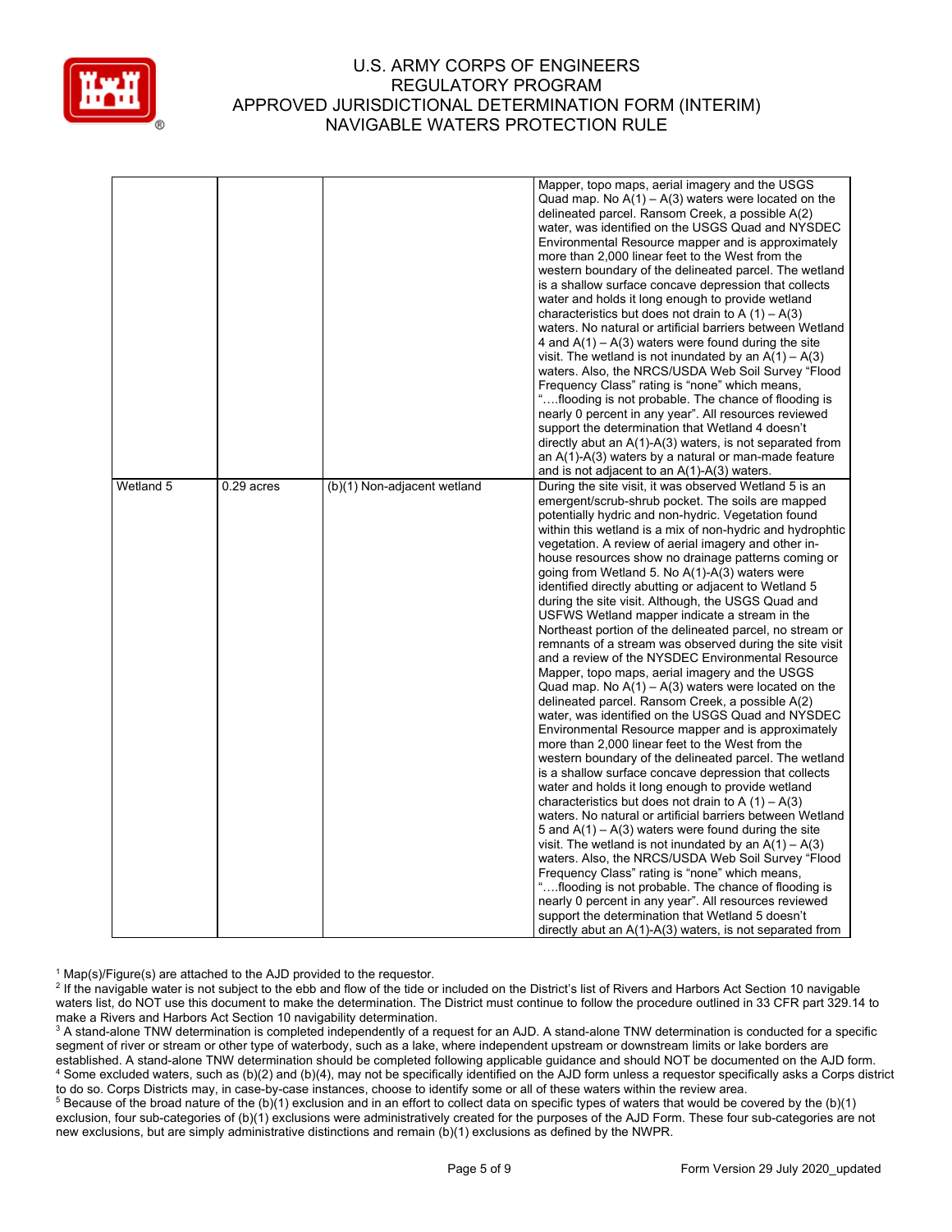| | | | |
|---|---|---|---|
| | | | Mapper, topo maps, aerial imagery and the USGS Quad map. No A(1) – A(3) waters were located on the delineated parcel. Ransom Creek, a possible A(2) water, was identified on the USGS Quad and NYSDEC Environmental Resource mapper and is approximately more than 2,000 linear feet to the West from the western boundary of the delineated parcel. The wetland is a shallow surface concave depression that collects water and holds it long enough to provide wetland characteristics but does not drain to A (1) – A(3) waters. No natural or artificial barriers between Wetland 4 and A(1) – A(3) waters were found during the site visit. The wetland is not inundated by an A(1) – A(3) waters. Also, the NRCS/USDA Web Soil Survey "Flood Frequency Class" rating is "none" which means, "….flooding is not probable. The chance of flooding is nearly 0 percent in any year". All resources reviewed support the determination that Wetland 4 doesn't directly abut an A(1)-A(3) waters, is not separated from an A(1)-A(3) waters by a natural or man-made feature and is not adjacent to an A(1)-A(3) waters. |
| Wetland 5 | 0.29 acres | (b)(1) Non-adjacent wetland | During the site visit, it was observed Wetland 5 is an emergent/scrub-shrub pocket. The soils are mapped potentially hydric and non-hydric. Vegetation found within this wetland is a mix of non-hydric and hydrophtic vegetation. A review of aerial imagery and other in-house resources show no drainage patterns coming or going from Wetland 5. No A(1)-A(3) waters were identified directly abutting or adjacent to Wetland 5 during the site visit. Although, the USGS Quad and USFWS Wetland mapper indicate a stream in the Northeast portion of the delineated parcel, no stream or remnants of a stream was observed during the site visit and a review of the NYSDEC Environmental Resource Mapper, topo maps, aerial imagery and the USGS Quad map. No A(1) – A(3) waters were located on the delineated parcel. Ransom Creek, a possible A(2) water, was identified on the USGS Quad and NYSDEC Environmental Resource mapper and is approximately more than 2,000 linear feet to the West from the western boundary of the delineated parcel. The wetland is a shallow surface concave depression that collects water and holds it long enough to provide wetland characteristics but does not drain to A (1) – A(3) waters. No natural or artificial barriers between Wetland 5 and A(1) – A(3) waters were found during the site visit. The wetland is not inundated by an A(1) – A(3) waters. Also, the NRCS/USDA Web Soil Survey "Flood Frequency Class" rating is "none" which means, "….flooding is not probable. The chance of flooding is nearly 0 percent in any year". All resources reviewed support the determination that Wetland 5 doesn't directly abut an A(1)-A(3) waters, is not separated from |

[1] Map(s)/Figure(s) are attached to the AJD provided to the requestor.

[2] If the navigable water is not subject to the ebb and flow of the tide or included on the District's list of Rivers and Harbors Act Section 10 navigable waters list, do NOT use this document to make the determination. The District must continue to follow the procedure outlined in 33 CFR part 329.14 to make a Rivers and Harbors Act Section 10 navigability determination.

[3] A stand-alone TNW determination is completed independently of a request for an AJD. A stand-alone TNW determination is conducted for a specific segment of river or stream or other type of waterbody, such as a lake, where independent upstream or downstream limits or lake borders are established. A stand-alone TNW determination should be completed following applicable guidance and should NOT be documented on the AJD form.

[4] Some excluded waters, such as (b)(2) and (b)(4), may not be specifically identified on the AJD form unless a requestor specifically asks a Corps district to do so. Corps Districts may, in case-by-case instances, choose to identify some or all of these waters within the review area.

[5] Because of the broad nature of the (b)(1) exclusion and in an effort to collect data on specific types of waters that would be covered by the (b)(1) exclusion, four sub-categories of (b)(1) exclusions were administratively created for the purposes of the AJD Form. These four sub-categories are not new exclusions, but are simply administrative distinctions and remain (b)(1) exclusions as defined by the NWPR.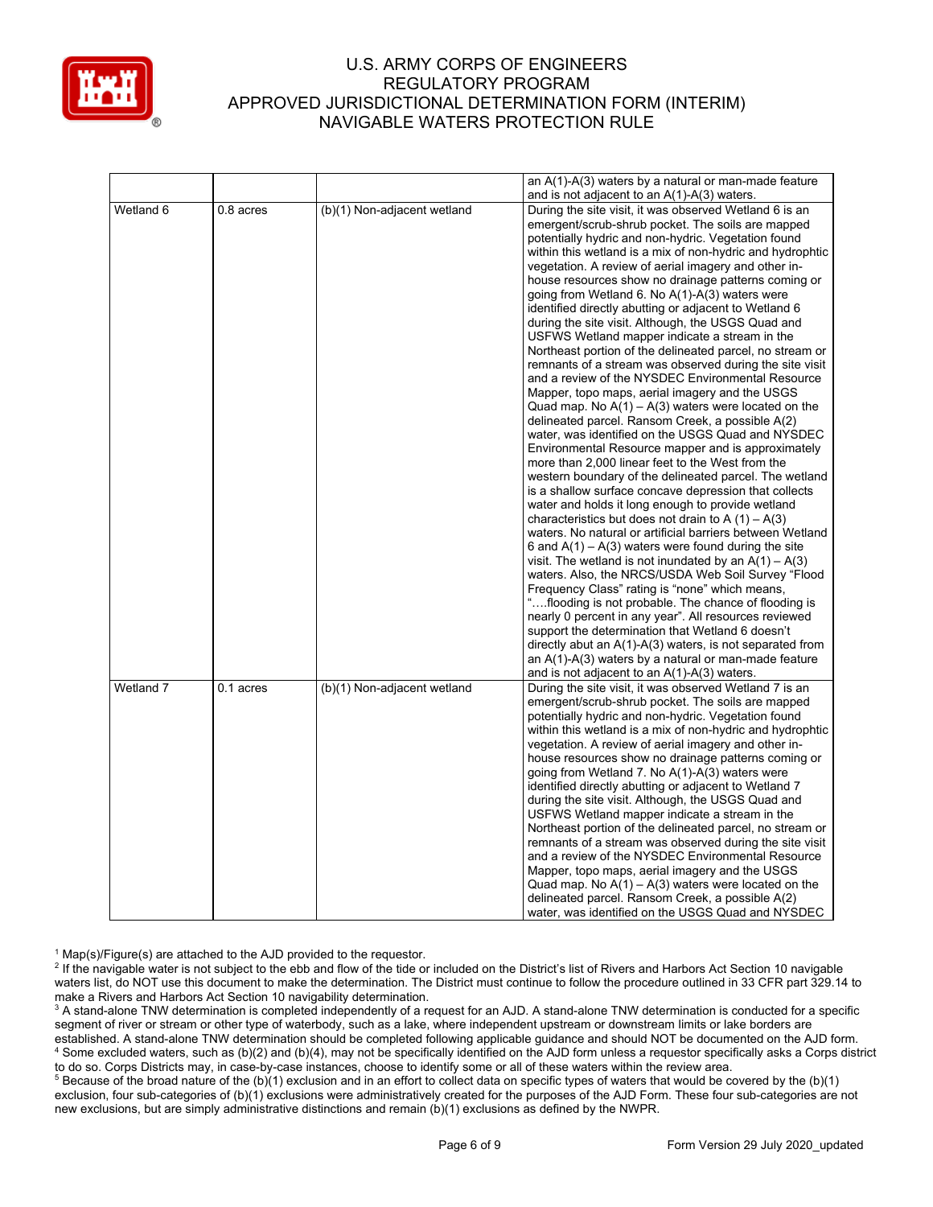| | | | |
|---|---|---|---|
| | | | an A(1)-A(3) waters by a natural or man-made feature and is not adjacent to an A(1)-A(3) waters. |
| Wetland 6 | 0.8 acres | (b)(1) Non-adjacent wetland | During the site visit, it was observed Wetland 6 is an emergent/scrub-shrub pocket. The soils are mapped potentially hydric and non-hydric. Vegetation found within this wetland is a mix of non-hydric and hydrophtic vegetation. A review of aerial imagery and other in-house resources show no drainage patterns coming or going from Wetland 6. No A(1)-A(3) waters were identified directly abutting or adjacent to Wetland 6 during the site visit. Although, the USGS Quad and USFWS Wetland mapper indicate a stream in the Northeast portion of the delineated parcel, no stream or remnants of a stream was observed during the site visit and a review of the NYSDEC Environmental Resource Mapper, topo maps, aerial imagery and the USGS Quad map. No A(1) – A(3) waters were located on the delineated parcel. Ransom Creek, a possible A(2) water, was identified on the USGS Quad and NYSDEC Environmental Resource mapper and is approximately more than 2,000 linear feet to the West from the western boundary of the delineated parcel. The wetland is a shallow surface concave depression that collects water and holds it long enough to provide wetland characteristics but does not drain to A (1) – A(3) waters. No natural or artificial barriers between Wetland 6 and A(1) – A(3) waters were found during the site visit. The wetland is not inundated by an A(1) – A(3) waters. Also, the NRCS/USDA Web Soil Survey "Flood Frequency Class" rating is "none" which means, "….flooding is not probable. The chance of flooding is nearly 0 percent in any year". All resources reviewed support the determination that Wetland 6 doesn't directly abut an A(1)-A(3) waters, is not separated from an A(1)-A(3) waters by a natural or man-made feature and is not adjacent to an A(1)-A(3) waters. |
| Wetland 7 | 0.1 acres | (b)(1) Non-adjacent wetland | During the site visit, it was observed Wetland 7 is an emergent/scrub-shrub pocket. The soils are mapped potentially hydric and non-hydric. Vegetation found within this wetland is a mix of non-hydric and hydrophtic vegetation. A review of aerial imagery and other in-house resources show no drainage patterns coming or going from Wetland 7. No A(1)-A(3) waters were identified directly abutting or adjacent to Wetland 7 during the site visit. Although, the USGS Quad and USFWS Wetland mapper indicate a stream in the Northeast portion of the delineated parcel, no stream or remnants of a stream was observed during the site visit and a review of the NYSDEC Environmental Resource Mapper, topo maps, aerial imagery and the USGS Quad map. No A(1) – A(3) waters were located on the delineated parcel. Ransom Creek, a possible A(2) water, was identified on the USGS Quad and NYSDEC |

[1] Map(s)/Figure(s) are attached to the AJD provided to the requestor.

[2] If the navigable water is not subject to the ebb and flow of the tide or included on the District's list of Rivers and Harbors Act Section 10 navigable waters list, do NOT use this document to make the determination. The District must continue to follow the procedure outlined in 33 CFR part 329.14 to make a Rivers and Harbors Act Section 10 navigability determination.

[3] A stand-alone TNW determination is completed independently of a request for an AJD. A stand-alone TNW determination is conducted for a specific segment of river or stream or other type of waterbody, such as a lake, where independent upstream or downstream limits or lake borders are established. A stand-alone TNW determination should be completed following applicable guidance and should NOT be documented on the AJD form.

[4] Some excluded waters, such as (b)(2) and (b)(4), may not be specifically identified on the AJD form unless a requestor specifically asks a Corps district to do so. Corps Districts may, in case-by-case instances, choose to identify some or all of these waters within the review area.

[5] Because of the broad nature of the (b)(1) exclusion and in an effort to collect data on specific types of waters that would be covered by the (b)(1) exclusion, four sub-categories of (b)(1) exclusions were administratively created for the purposes of the AJD Form. These four sub-categories are not new exclusions, but are simply administrative distinctions and remain (b)(1) exclusions as defined by the NWPR.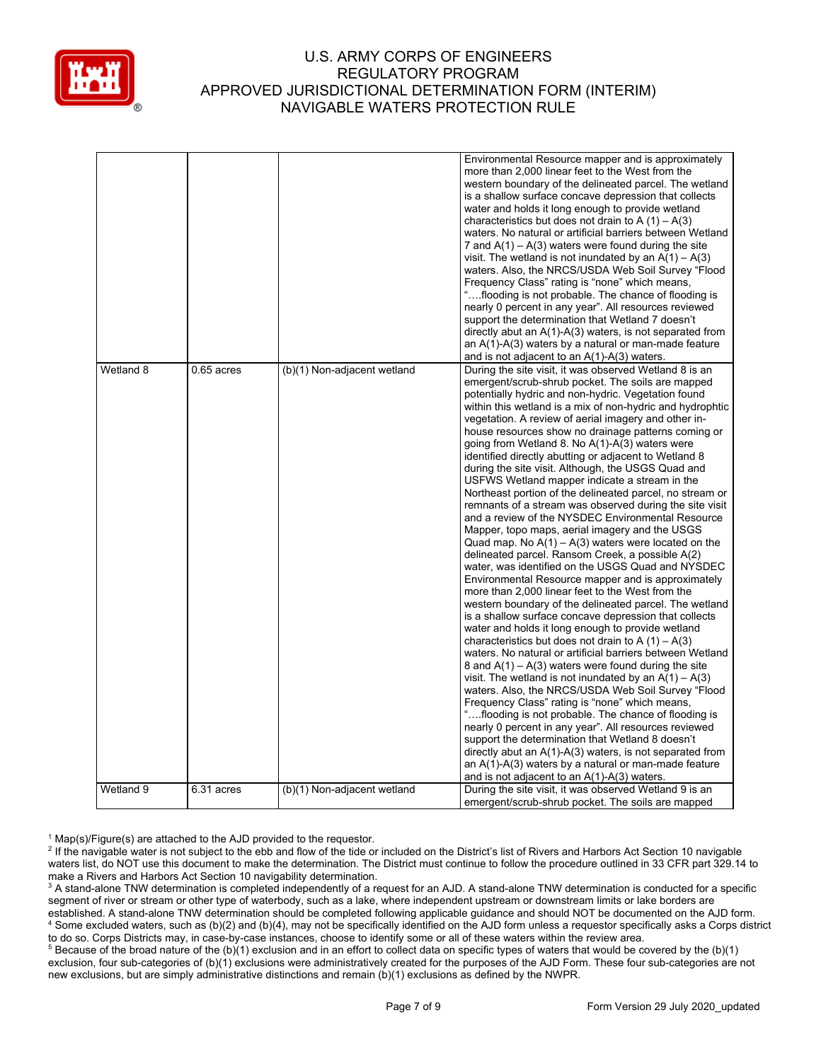| | | | |
|---|---|---|---|
| | | | Environmental Resource mapper and is approximately more than 2,000 linear feet to the West from the western boundary of the delineated parcel. The wetland is a shallow surface concave depression that collects water and holds it long enough to provide wetland characteristics but does not drain to A (1) – A(3) waters. No natural or artificial barriers between Wetland 7 and A(1) – A(3) waters were found during the site visit. The wetland is not inundated by an A(1) – A(3) waters. Also, the NRCS/USDA Web Soil Survey "Flood Frequency Class" rating is "none" which means, "….flooding is not probable. The chance of flooding is nearly 0 percent in any year". All resources reviewed support the determination that Wetland 7 doesn't directly abut an A(1)-A(3) waters, is not separated from an A(1)-A(3) waters by a natural or man-made feature and is not adjacent to an A(1)-A(3) waters. |
| Wetland 8 | 0.65 acres | (b)(1) Non-adjacent wetland | During the site visit, it was observed Wetland 8 is an emergent/scrub-shrub pocket. The soils are mapped potentially hydric and non-hydric. Vegetation found within this wetland is a mix of non-hydric and hydrophtic vegetation. A review of aerial imagery and other in-house resources show no drainage patterns coming or going from Wetland 8. No A(1)-A(3) waters were identified directly abutting or adjacent to Wetland 8 during the site visit. Although, the USGS Quad and USFWS Wetland mapper indicate a stream in the Northeast portion of the delineated parcel, no stream or remnants of a stream was observed during the site visit and a review of the NYSDEC Environmental Resource Mapper, topo maps, aerial imagery and the USGS Quad map. No A(1) – A(3) waters were located on the delineated parcel. Ransom Creek, a possible A(2) water, was identified on the USGS Quad and NYSDEC Environmental Resource mapper and is approximately more than 2,000 linear feet to the West from the western boundary of the delineated parcel. The wetland is a shallow surface concave depression that collects water and holds it long enough to provide wetland characteristics but does not drain to A (1) – A(3) waters. No natural or artificial barriers between Wetland 8 and A(1) – A(3) waters were found during the site visit. The wetland is not inundated by an A(1) – A(3) waters. Also, the NRCS/USDA Web Soil Survey "Flood Frequency Class" rating is "none" which means, "….flooding is not probable. The chance of flooding is nearly 0 percent in any year". All resources reviewed support the determination that Wetland 8 doesn't directly abut an A(1)-A(3) waters, is not separated from an A(1)-A(3) waters by a natural or man-made feature and is not adjacent to an A(1)-A(3) waters. |
| Wetland 9 | 6.31 acres | (b)(1) Non-adjacent wetland | During the site visit, it was observed Wetland 9 is an emergent/scrub-shrub pocket. The soils are mapped |

[1] Map(s)/Figure(s) are attached to the AJD provided to the requestor.
[2] If the navigable water is not subject to the ebb and flow of the tide or included on the District's list of Rivers and Harbors Act Section 10 navigable waters list, do NOT use this document to make the determination. The District must continue to follow the procedure outlined in 33 CFR part 329.14 to make a Rivers and Harbors Act Section 10 navigability determination.
[3] A stand-alone TNW determination is completed independently of a request for an AJD. A stand-alone TNW determination is conducted for a specific segment of river or stream or other type of waterbody, such as a lake, where independent upstream or downstream limits or lake borders are established. A stand-alone TNW determination should be completed following applicable guidance and should NOT be documented on the AJD form.
[4] Some excluded waters, such as (b)(2) and (b)(4), may not be specifically identified on the AJD form unless a requestor specifically asks a Corps district to do so. Corps Districts may, in case-by-case instances, choose to identify some or all of these waters within the review area.
[5] Because of the broad nature of the (b)(1) exclusion and in an effort to collect data on specific types of waters that would be covered by the (b)(1) exclusion, four sub-categories of (b)(1) exclusions were administratively created for the purposes of the AJD Form. These four sub-categories are not new exclusions, but are simply administrative distinctions and remain (b)(1) exclusions as defined by the NWPR.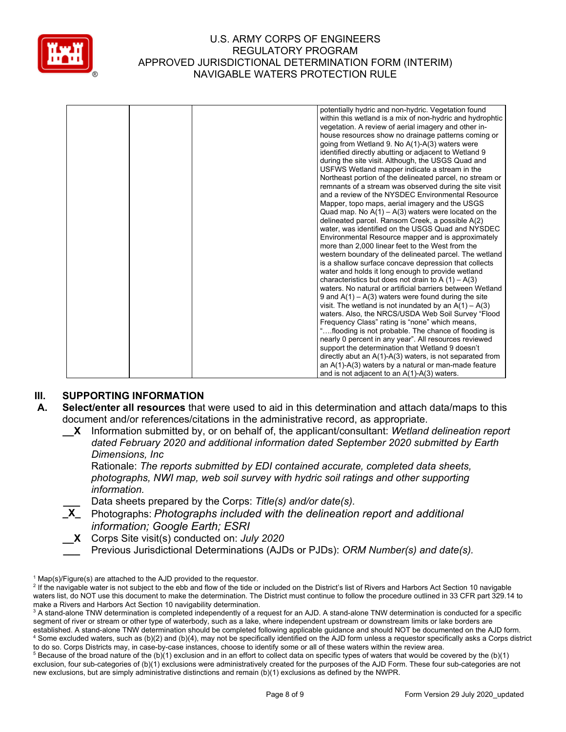| | | | potentially hydric and non-hydric. Vegetation found within this wetland is a mix of non-hydric and hydrophtic vegetation. A review of aerial imagery and other in-house resources show no drainage patterns coming or going from Wetland 9. No A(1)-A(3) waters were identified directly abutting or adjacent to Wetland 9 during the site visit. Although, the USGS Quad and USFWS Wetland mapper indicate a stream in the Northeast portion of the delineated parcel, no stream or remnants of a stream was observed during the site visit and a review of the NYSDEC Environmental Resource Mapper, topo maps, aerial imagery and the USGS Quad map. No A(1) – A(3) waters were located on the delineated parcel. Ransom Creek, a possible A(2) water, was identified on the USGS Quad and NYSDEC Environmental Resource mapper and is approximately more than 2,000 linear feet to the West from the western boundary of the delineated parcel. The wetland is a shallow surface concave depression that collects water and holds it long enough to provide wetland characteristics but does not drain to A (1) – A(3) waters. No natural or artificial barriers between Wetland 9 and A(1) – A(3) waters were found during the site visit. The wetland is not inundated by an A(1) – A(3) waters. Also, the NRCS/USDA Web Soil Survey "Flood Frequency Class" rating is "none" which means, "….flooding is not probable. The chance of flooding is nearly 0 percent in any year". All resources reviewed support the determination that Wetland 9 doesn't directly abut an A(1)-A(3) waters, is not separated from an A(1)-A(3) waters by a natural or man-made feature and is not adjacent to an A(1)-A(3) waters. |
|---|---|---|---|

## III. SUPPORTING INFORMATION

**A. Select/enter all resources** that were used to aid in this determination and attach data/maps to this document and/or references/citations in the administrative record, as appropriate.

__X Information submitted by, or on behalf of, the applicant/consultant: *Wetland delineation report dated February 2020 and additional information dated September 2020 submitted by Earth Dimensions, Inc*
Rationale: *The reports submitted by EDI contained accurate, completed data sheets, photographs, NWI map, web soil survey with hydric soil ratings and other supporting information.*

___ Data sheets prepared by the Corps: *Title(s) and/or date(s).*

_X_ Photographs: *Photographs included with the delineation report and additional information; Google Earth; ESRI*

__X Corps Site visit(s) conducted on: *July 2020*

___ Previous Jurisdictional Determinations (AJDs or PJDs): *ORM Number(s) and date(s).*

---

[1] Map(s)/Figure(s) are attached to the AJD provided to the requestor.

[2] If the navigable water is not subject to the ebb and flow of the tide or included on the District's list of Rivers and Harbors Act Section 10 navigable waters list, do NOT use this document to make the determination. The District must continue to follow the procedure outlined in 33 CFR part 329.14 to make a Rivers and Harbors Act Section 10 navigability determination.

[3] A stand-alone TNW determination is completed independently of a request for an AJD. A stand-alone TNW determination is conducted for a specific segment of river or stream or other type of waterbody, such as a lake, where independent upstream or downstream limits or lake borders are established. A stand-alone TNW determination should be completed following applicable guidance and should NOT be documented on the AJD form.

[4] Some excluded waters, such as (b)(2) and (b)(4), may not be specifically identified on the AJD form unless a requestor specifically asks a Corps district to do so. Corps Districts may, in case-by-case instances, choose to identify some or all of these waters within the review area.

[5] Because of the broad nature of the (b)(1) exclusion and in an effort to collect data on specific types of waters that would be covered by the (b)(1) exclusion, four sub-categories of (b)(1) exclusions were administratively created for the purposes of the AJD Form. These four sub-categories are not new exclusions, but are simply administrative distinctions and remain (b)(1) exclusions as defined by the NWPR.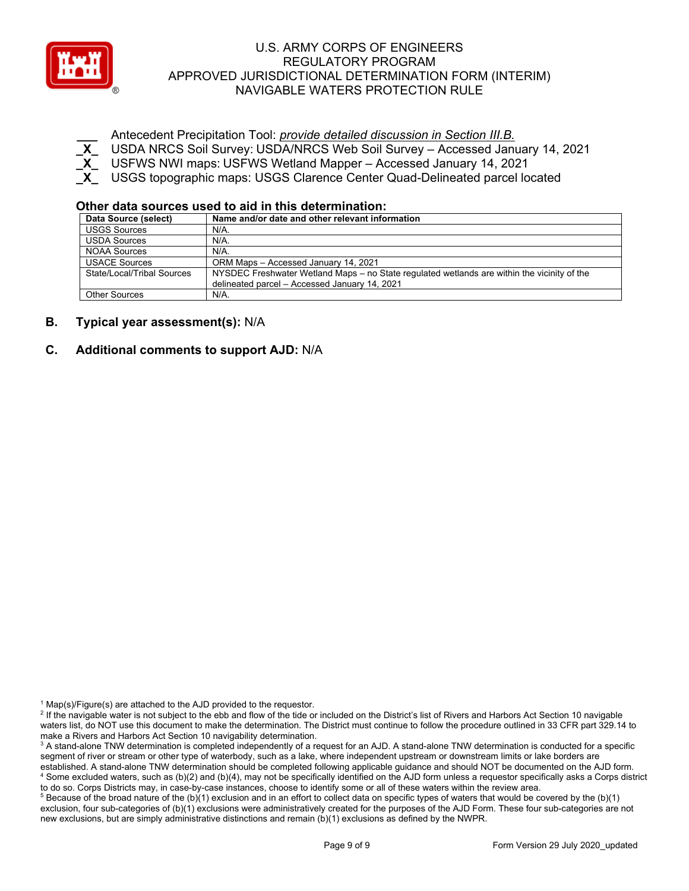___ Antecedent Precipitation Tool: *provide detailed discussion in Section III.B.*
_X_ USDA NRCS Soil Survey: USDA/NRCS Web Soil Survey – Accessed January 14, 2021
_X_ USFWS NWI maps: USFWS Wetland Mapper – Accessed January 14, 2021
_X_ USGS topographic maps: USGS Clarence Center Quad-Delineated parcel located

**Other data sources used to aid in this determination:**

| Data Source (select) | Name and/or date and other relevant information |
|---|---|
| USGS Sources | N/A. |
| USDA Sources | N/A. |
| NOAA Sources | N/A. |
| USACE Sources | ORM Maps – Accessed January 14, 2021 |
| State/Local/Tribal Sources | NYSDEC Freshwater Wetland Maps – no State regulated wetlands are within the vicinity of the delineated parcel – Accessed January 14, 2021 |
| Other Sources | N/A. |

**B. Typical year assessment(s):** N/A

**C. Additional comments to support AJD:** N/A

[1] Map(s)/Figure(s) are attached to the AJD provided to the requestor.
[2] If the navigable water is not subject to the ebb and flow of the tide or included on the District's list of Rivers and Harbors Act Section 10 navigable waters list, do NOT use this document to make the determination. The District must continue to follow the procedure outlined in 33 CFR part 329.14 to make a Rivers and Harbors Act Section 10 navigability determination.
[3] A stand-alone TNW determination is completed independently of a request for an AJD. A stand-alone TNW determination is conducted for a specific segment of river or stream or other type of waterbody, such as a lake, where independent upstream or downstream limits or lake borders are established. A stand-alone TNW determination should be completed following applicable guidance and should NOT be documented on the AJD form.
[4] Some excluded waters, such as (b)(2) and (b)(4), may not be specifically identified on the AJD form unless a requestor specifically asks a Corps district to do so. Corps Districts may, in case-by-case instances, choose to identify some or all of these waters within the review area.
[5] Because of the broad nature of the (b)(1) exclusion and in an effort to collect data on specific types of waters that would be covered by the (b)(1) exclusion, four sub-categories of (b)(1) exclusions were administratively created for the purposes of the AJD Form. These four sub-categories are not new exclusions, but are simply administrative distinctions and remain (b)(1) exclusions as defined by the NWPR.